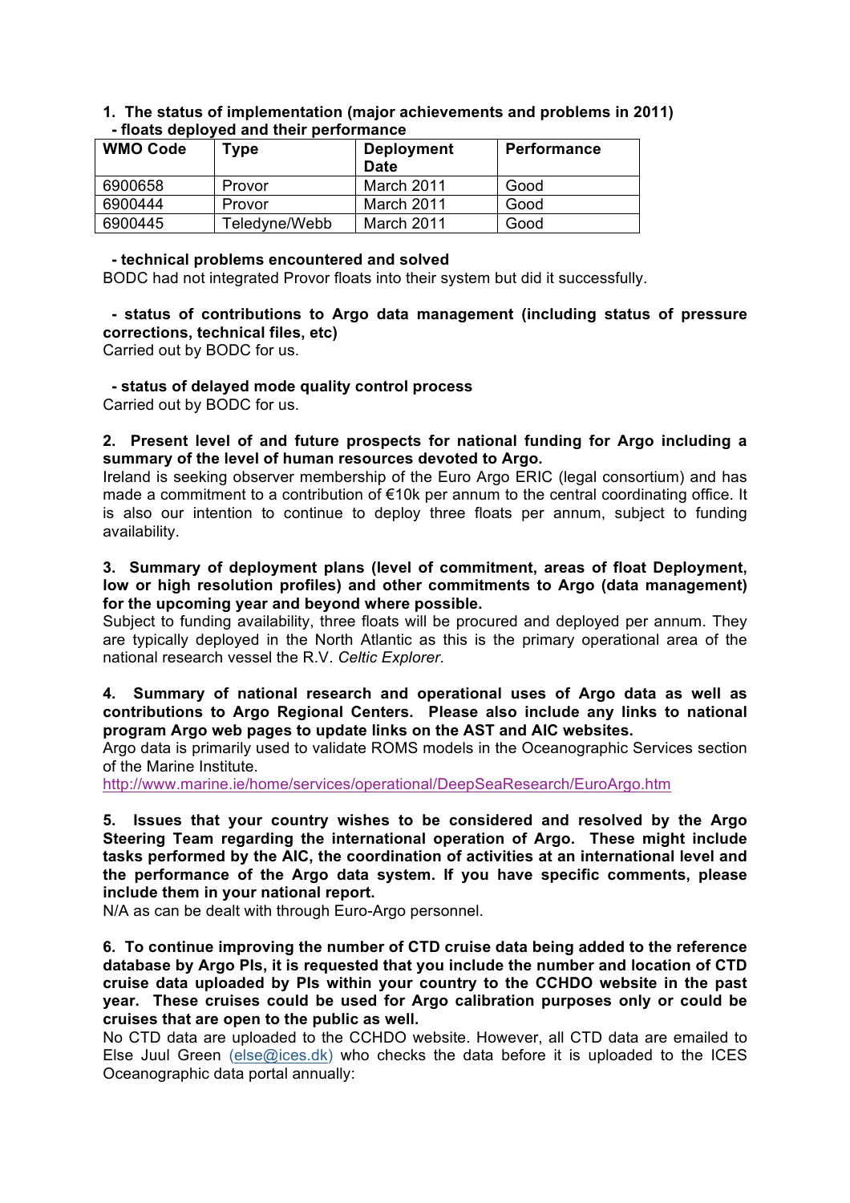**1. The status of implementation (major achievements and problems in 2011)**
**- floats deployed and their performance**

| WMO Code | Type | Deployment Date | Performance |
|---|---|---|---|
| 6900658 | Provor | March 2011 | Good |
| 6900444 | Provor | March 2011 | Good |
| 6900445 | Teledyne/Webb | March 2011 | Good |

**- technical problems encountered and solved**

BODC had not integrated Provor floats into their system but did it successfully.

**- status of contributions to Argo data management (including status of pressure corrections, technical files, etc)**

Carried out by BODC for us.

**- status of delayed mode quality control process**

Carried out by BODC for us.

**2. Present level of and future prospects for national funding for Argo including a summary of the level of human resources devoted to Argo.**

Ireland is seeking observer membership of the Euro Argo ERIC (legal consortium) and has made a commitment to a contribution of €10k per annum to the central coordinating office. It is also our intention to continue to deploy three floats per annum, subject to funding availability.

**3. Summary of deployment plans (level of commitment, areas of float Deployment, low or high resolution profiles) and other commitments to Argo (data management) for the upcoming year and beyond where possible.**

Subject to funding availability, three floats will be procured and deployed per annum. They are typically deployed in the North Atlantic as this is the primary operational area of the national research vessel the R.V. *Celtic Explorer*.

**4. Summary of national research and operational uses of Argo data as well as contributions to Argo Regional Centers. Please also include any links to national program Argo web pages to update links on the AST and AIC websites.**

Argo data is primarily used to validate ROMS models in the Oceanographic Services section of the Marine Institute.

http://www.marine.ie/home/services/operational/DeepSeaResearch/EuroArgo.htm

**5. Issues that your country wishes to be considered and resolved by the Argo Steering Team regarding the international operation of Argo. These might include tasks performed by the AIC, the coordination of activities at an international level and the performance of the Argo data system. If you have specific comments, please include them in your national report.**

N/A as can be dealt with through Euro-Argo personnel.

**6. To continue improving the number of CTD cruise data being added to the reference database by Argo PIs, it is requested that you include the number and location of CTD cruise data uploaded by PIs within your country to the CCHDO website in the past year. These cruises could be used for Argo calibration purposes only or could be cruises that are open to the public as well.**

No CTD data are uploaded to the CCHDO website. However, all CTD data are emailed to Else Juul Green (else@ices.dk) who checks the data before it is uploaded to the ICES Oceanographic data portal annually: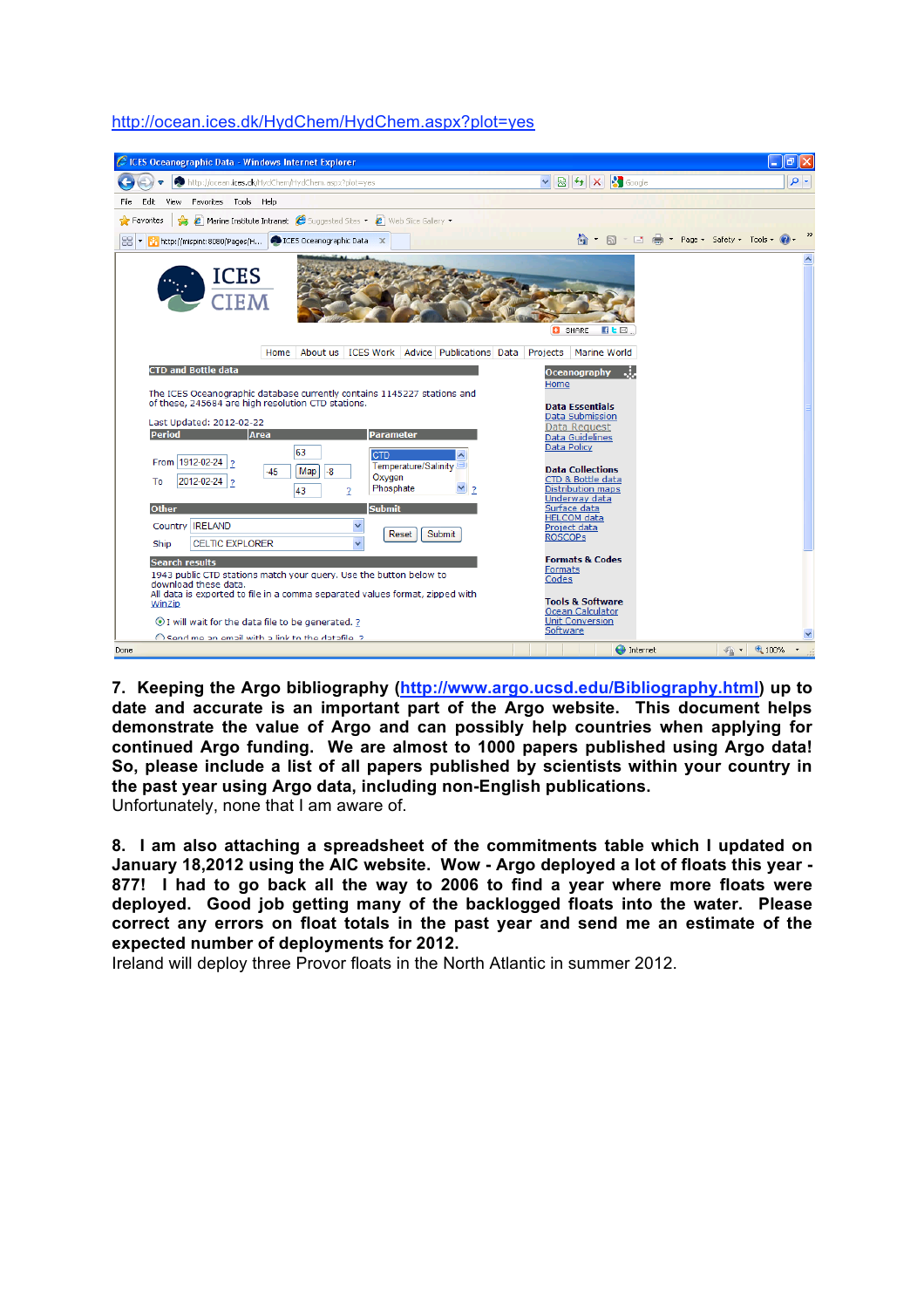http://ocean.ices.dk/HydChem/HydChem.aspx?plot=yes

**7. Keeping the Argo bibliography (http://www.argo.ucsd.edu/Bibliography.html) up to date and accurate is an important part of the Argo website. This document helps demonstrate the value of Argo and can possibly help countries when applying for continued Argo funding. We are almost to 1000 papers published using Argo data! So, please include a list of all papers published by scientists within your country in the past year using Argo data, including non-English publications.**
Unfortunately, none that I am aware of.

**8. I am also attaching a spreadsheet of the commitments table which I updated on January 18,2012 using the AIC website. Wow - Argo deployed a lot of floats this year - 877! I had to go back all the way to 2006 to find a year where more floats were deployed. Good job getting many of the backlogged floats into the water. Please correct any errors on float totals in the past year and send me an estimate of the expected number of deployments for 2012.**
Ireland will deploy three Provor floats in the North Atlantic in summer 2012.